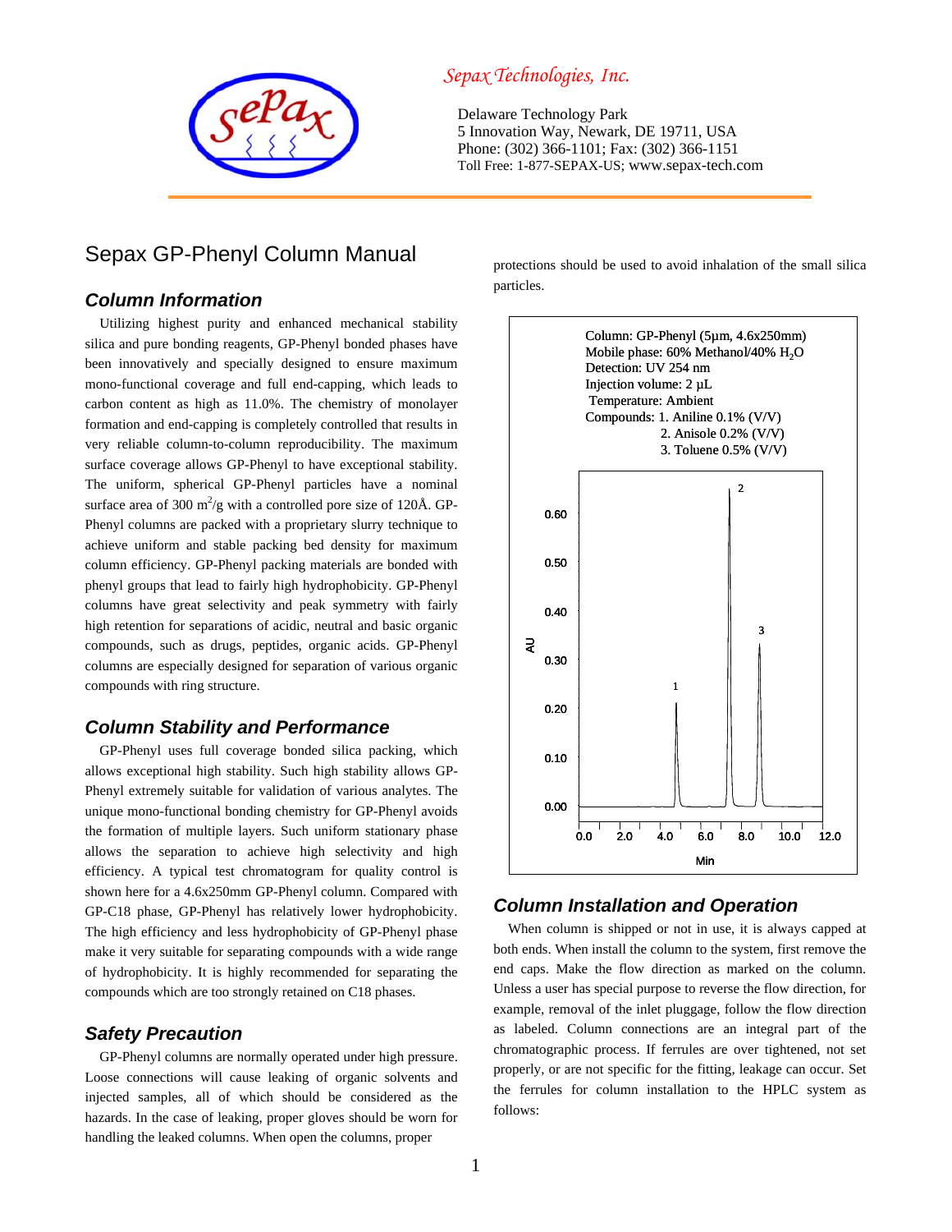*Sepax Technologies, Inc.*

Delaware Technology Park
5 Innovation Way, Newark, DE 19711, USA
Phone: (302) 366-1101; Fax: (302) 366-1151
Toll Free: 1-877-SEPAX-US; www.sepax-tech.com

# Sepax GP-Phenyl Column Manual

## *Column Information*

Utilizing highest purity and enhanced mechanical stability silica and pure bonding reagents, GP-Phenyl bonded phases have been innovatively and specially designed to ensure maximum mono-functional coverage and full end-capping, which leads to carbon content as high as 11.0%. The chemistry of monolayer formation and end-capping is completely controlled that results in very reliable column-to-column reproducibility. The maximum surface coverage allows GP-Phenyl to have exceptional stability. The uniform, spherical GP-Phenyl particles have a nominal surface area of 300 $m^2$/g with a controlled pore size of 120Å. GP-Phenyl columns are packed with a proprietary slurry technique to achieve uniform and stable packing bed density for maximum column efficiency. GP-Phenyl packing materials are bonded with phenyl groups that lead to fairly high hydrophobicity. GP-Phenyl columns have great selectivity and peak symmetry with fairly high retention for separations of acidic, neutral and basic organic compounds, such as drugs, peptides, organic acids. GP-Phenyl columns are especially designed for separation of various organic compounds with ring structure.

## *Column Stability and Performance*

GP-Phenyl uses full coverage bonded silica packing, which allows exceptional high stability. Such high stability allows GP-Phenyl extremely suitable for validation of various analytes. The unique mono-functional bonding chemistry for GP-Phenyl avoids the formation of multiple layers. Such uniform stationary phase allows the separation to achieve high selectivity and high efficiency. A typical test chromatogram for quality control is shown here for a 4.6x250mm GP-Phenyl column. Compared with GP-C18 phase, GP-Phenyl has relatively lower hydrophobicity. The high efficiency and less hydrophobicity of GP-Phenyl phase make it very suitable for separating compounds with a wide range of hydrophobicity. It is highly recommended for separating the compounds which are too strongly retained on C18 phases.

## *Safety Precaution*

GP-Phenyl columns are normally operated under high pressure. Loose connections will cause leaking of organic solvents and injected samples, all of which should be considered as the hazards. In the case of leaking, proper gloves should be worn for handling the leaked columns. When open the columns, proper protections should be used to avoid inhalation of the small silica particles.

Column: GP-Phenyl (5µm, 4.6x250mm)
Mobile phase: 60% Methanol/40% $H_2O$
Detection: UV 254 nm
Injection volume: 2 µL
Temperature: Ambient
Compounds: 1. Aniline 0.1% (V/V)
2. Anisole 0.2% (V/V)
3. Toluene 0.5% (V/V)

## *Column Installation and Operation*

When column is shipped or not in use, it is always capped at both ends. When install the column to the system, first remove the end caps. Make the flow direction as marked on the column. Unless a user has special purpose to reverse the flow direction, for example, removal of the inlet pluggage, follow the flow direction as labeled. Column connections are an integral part of the chromatographic process. If ferrules are over tightened, not set properly, or are not specific for the fitting, leakage can occur. Set the ferrules for column installation to the HPLC system as follows: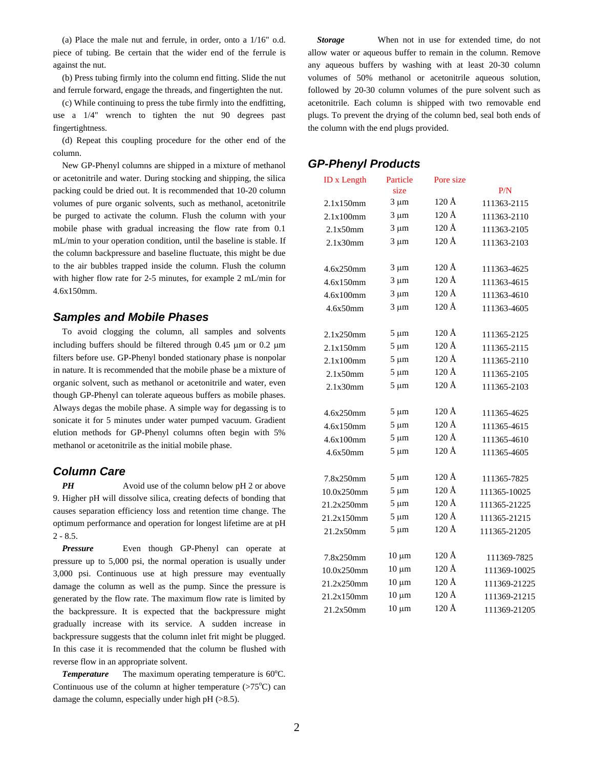(a) Place the male nut and ferrule, in order, onto a 1/16" o.d. piece of tubing. Be certain that the wider end of the ferrule is against the nut.

(b) Press tubing firmly into the column end fitting. Slide the nut and ferrule forward, engage the threads, and fingertighten the nut.

(c) While continuing to press the tube firmly into the endfitting, use a 1/4" wrench to tighten the nut 90 degrees past fingertightness.

(d) Repeat this coupling procedure for the other end of the column.

New GP-Phenyl columns are shipped in a mixture of methanol or acetonitrile and water. During stocking and shipping, the silica packing could be dried out. It is recommended that 10-20 column volumes of pure organic solvents, such as methanol, acetonitrile be purged to activate the column. Flush the column with your mobile phase with gradual increasing the flow rate from 0.1 mL/min to your operation condition, until the baseline is stable. If the column backpressure and baseline fluctuate, this might be due to the air bubbles trapped inside the column. Flush the column with higher flow rate for 2-5 minutes, for example 2 mL/min for 4.6x150mm.

## Samples and Mobile Phases

To avoid clogging the column, all samples and solvents including buffers should be filtered through 0.45 µm or 0.2 µm filters before use. GP-Phenyl bonded stationary phase is nonpolar in nature. It is recommended that the mobile phase be a mixture of organic solvent, such as methanol or acetonitrile and water, even though GP-Phenyl can tolerate aqueous buffers as mobile phases. Always degas the mobile phase. A simple way for degassing is to sonicate it for 5 minutes under water pumped vacuum. Gradient elution methods for GP-Phenyl columns often begin with 5% methanol or acetonitrile as the initial mobile phase.

## Column Care

***PH*** Avoid use of the column below pH 2 or above 9. Higher pH will dissolve silica, creating defects of bonding that causes separation efficiency loss and retention time change. The optimum performance and operation for longest lifetime are at pH 2 - 8.5.

***Pressure*** Even though GP-Phenyl can operate at pressure up to 5,000 psi, the normal operation is usually under 3,000 psi. Continuous use at high pressure may eventually damage the column as well as the pump. Since the pressure is generated by the flow rate. The maximum flow rate is limited by the backpressure. It is expected that the backpressure might gradually increase with its service. A sudden increase in backpressure suggests that the column inlet frit might be plugged. In this case it is recommended that the column be flushed with reverse flow in an appropriate solvent.

***Temperature*** The maximum operating temperature is 60$^o$C. Continuous use of the column at higher temperature (>75$^o$C) can damage the column, especially under high pH (>8.5).

***Storage*** When not in use for extended time, do not allow water or aqueous buffer to remain in the column. Remove any aqueous buffers by washing with at least 20-30 column volumes of 50% methanol or acetonitrile aqueous solution, followed by 20-30 column volumes of the pure solvent such as acetonitrile. Each column is shipped with two removable end plugs. To prevent the drying of the column bed, seal both ends of the column with the end plugs provided.

## GP-Phenyl Products

| ID x Length | Particle size | Pore size | P/N |
|---|---|---|---|
| 2.1x150mm | 3 µm | 120 Å | 111363-2115 |
| 2.1x100mm | 3 µm | 120 Å | 111363-2110 |
| 2.1x50mm | 3 µm | 120 Å | 111363-2105 |
| 2.1x30mm | 3 µm | 120 Å | 111363-2103 |
| 4.6x250mm | 3 µm | 120 Å | 111363-4625 |
| 4.6x150mm | 3 µm | 120 Å | 111363-4615 |
| 4.6x100mm | 3 µm | 120 Å | 111363-4610 |
| 4.6x50mm | 3 µm | 120 Å | 111363-4605 |
| 2.1x250mm | 5 µm | 120 Å | 111365-2125 |
| 2.1x150mm | 5 µm | 120 Å | 111365-2115 |
| 2.1x100mm | 5 µm | 120 Å | 111365-2110 |
| 2.1x50mm | 5 µm | 120 Å | 111365-2105 |
| 2.1x30mm | 5 µm | 120 Å | 111365-2103 |
| 4.6x250mm | 5 µm | 120 Å | 111365-4625 |
| 4.6x150mm | 5 µm | 120 Å | 111365-4615 |
| 4.6x100mm | 5 µm | 120 Å | 111365-4610 |
| 4.6x50mm | 5 µm | 120 Å | 111365-4605 |
| 7.8x250mm | 5 µm | 120 Å | 111365-7825 |
| 10.0x250mm | 5 µm | 120 Å | 111365-10025 |
| 21.2x250mm | 5 µm | 120 Å | 111365-21225 |
| 21.2x150mm | 5 µm | 120 Å | 111365-21215 |
| 21.2x50mm | 5 µm | 120 Å | 111365-21205 |
| 7.8x250mm | 10 µm | 120 Å | 111369-7825 |
| 10.0x250mm | 10 µm | 120 Å | 111369-10025 |
| 21.2x250mm | 10 µm | 120 Å | 111369-21225 |
| 21.2x150mm | 10 µm | 120 Å | 111369-21215 |
| 21.2x50mm | 10 µm | 120 Å | 111369-21205 |